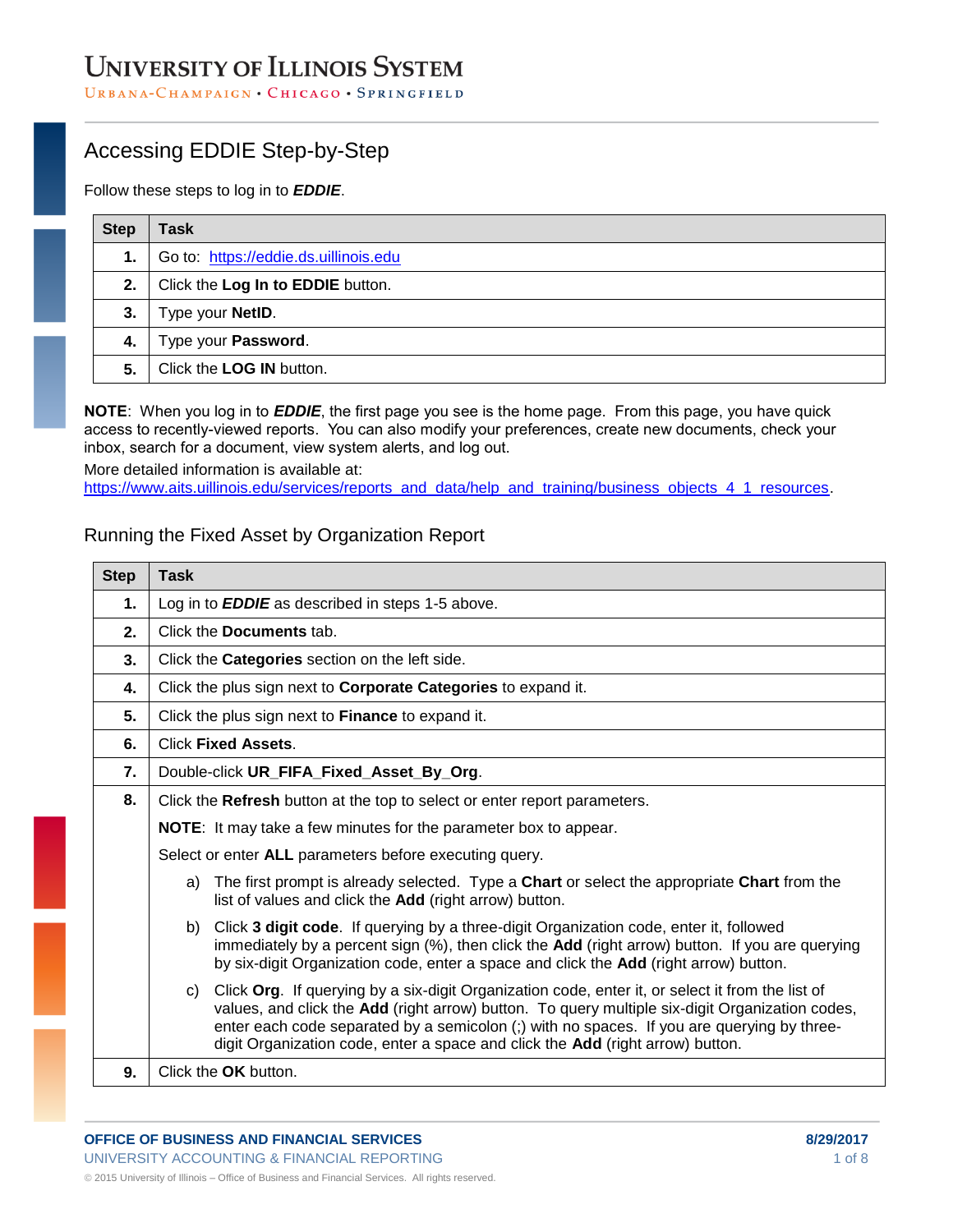# UNIVERSITY OF ILLINOIS SYSTEM

URBANA-CHAMPAIGN • CHICAGO • SPRINGFIELD

## Accessing EDDIE Step-by-Step

Follow these steps to log in to ***EDDIE***.

| Step | Task |
|---|---|
| **1.** | Go to: https://eddie.ds.uillinois.edu |
| **2.** | Click the **Log In to EDDIE** button. |
| **3.** | Type your **NetID**. |
| **4.** | Type your **Password**. |
| **5.** | Click the **LOG IN** button. |

**NOTE**: When you log in to ***EDDIE***, the first page you see is the home page. From this page, you have quick access to recently-viewed reports. You can also modify your preferences, create new documents, check your inbox, search for a document, view system alerts, and log out.

More detailed information is available at: https://www.aits.uillinois.edu/services/reports_and_data/help_and_training/business_objects_4_1_resources.

## Running the Fixed Asset by Organization Report

| Step | Task |
|---|---|
| **1.** | Log in to ***EDDIE*** as described in steps 1-5 above. |
| **2.** | Click the **Documents** tab. |
| **3.** | Click the **Categories** section on the left side. |
| **4.** | Click the plus sign next to **Corporate Categories** to expand it. |
| **5.** | Click the plus sign next to **Finance** to expand it. |
| **6.** | Click **Fixed Assets**. |
| **7.** | Double-click **UR_FIFA_Fixed_Asset_By_Org**. |
| **8.** | Click the **Refresh** button at the top to select or enter report parameters. **NOTE**: It may take a few minutes for the parameter box to appear. Select or enter **ALL** parameters before executing query. a) The first prompt is already selected. Type a **Chart** or select the appropriate **Chart** from the list of values and click the **Add** (right arrow) button. b) Click **3 digit code**. If querying by a three-digit Organization code, enter it, followed immediately by a percent sign (%), then click the **Add** (right arrow) button. If you are querying by six-digit Organization code, enter a space and click the **Add** (right arrow) button. c) Click **Org**. If querying by a six-digit Organization code, enter it, or select it from the list of values, and click the **Add** (right arrow) button. To query multiple six-digit Organization codes, enter each code separated by a semicolon (;) with no spaces. If you are querying by three-digit Organization code, enter a space and click the **Add** (right arrow) button. |
| **9.** | Click the **OK** button. |

**OFFICE OF BUSINESS AND FINANCIAL SERVICES**
UNIVERSITY ACCOUNTING & FINANCIAL REPORTING

8/29/2017

© 2015 University of Illinois – Office of Business and Financial Services. All rights reserved.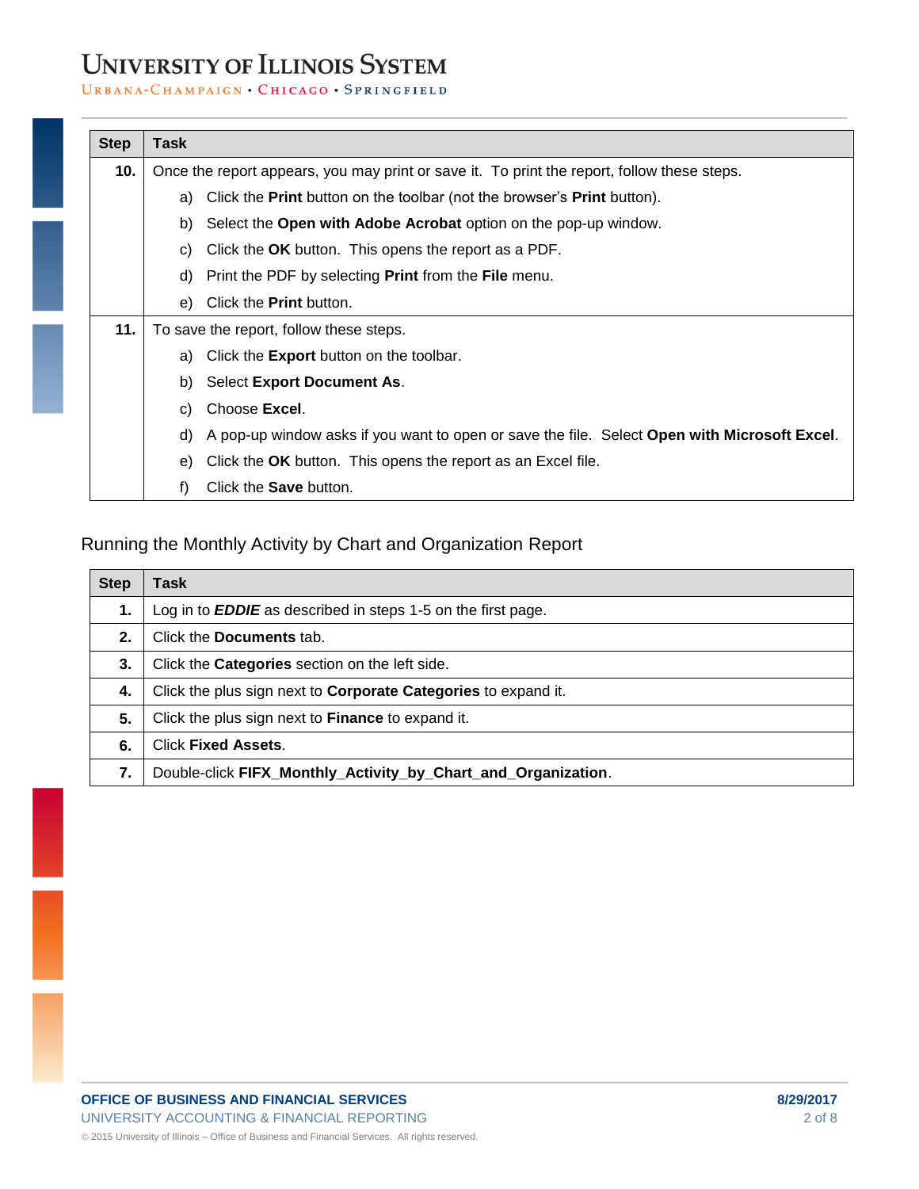| Step | Task |
|---|---|
| **10.** | Once the report appears, you may print or save it. To print the report, follow these steps.<br>a) Click the **Print** button on the toolbar (not the browser's **Print** button).<br>b) Select the **Open with Adobe Acrobat** option on the pop-up window.<br>c) Click the **OK** button. This opens the report as a PDF.<br>d) Print the PDF by selecting **Print** from the **File** menu.<br>e) Click the **Print** button. |
| **11.** | To save the report, follow these steps.<br>a) Click the **Export** button on the toolbar.<br>b) Select **Export Document As**.<br>c) Choose **Excel**.<br>d) A pop-up window asks if you want to open or save the file. Select **Open with Microsoft Excel**.<br>e) Click the **OK** button. This opens the report as an Excel file.<br>f) Click the **Save** button. |

## Running the Monthly Activity by Chart and Organization Report

| Step | Task |
|---|---|
| **1.** | Log in to ***EDDIE*** as described in steps 1-5 on the first page. |
| **2.** | Click the **Documents** tab. |
| **3.** | Click the **Categories** section on the left side. |
| **4.** | Click the plus sign next to **Corporate Categories** to expand it. |
| **5.** | Click the plus sign next to **Finance** to expand it. |
| **6.** | Click **Fixed Assets**. |
| **7.** | Double-click **FIFX_Monthly_Activity_by_Chart_and_Organization**. |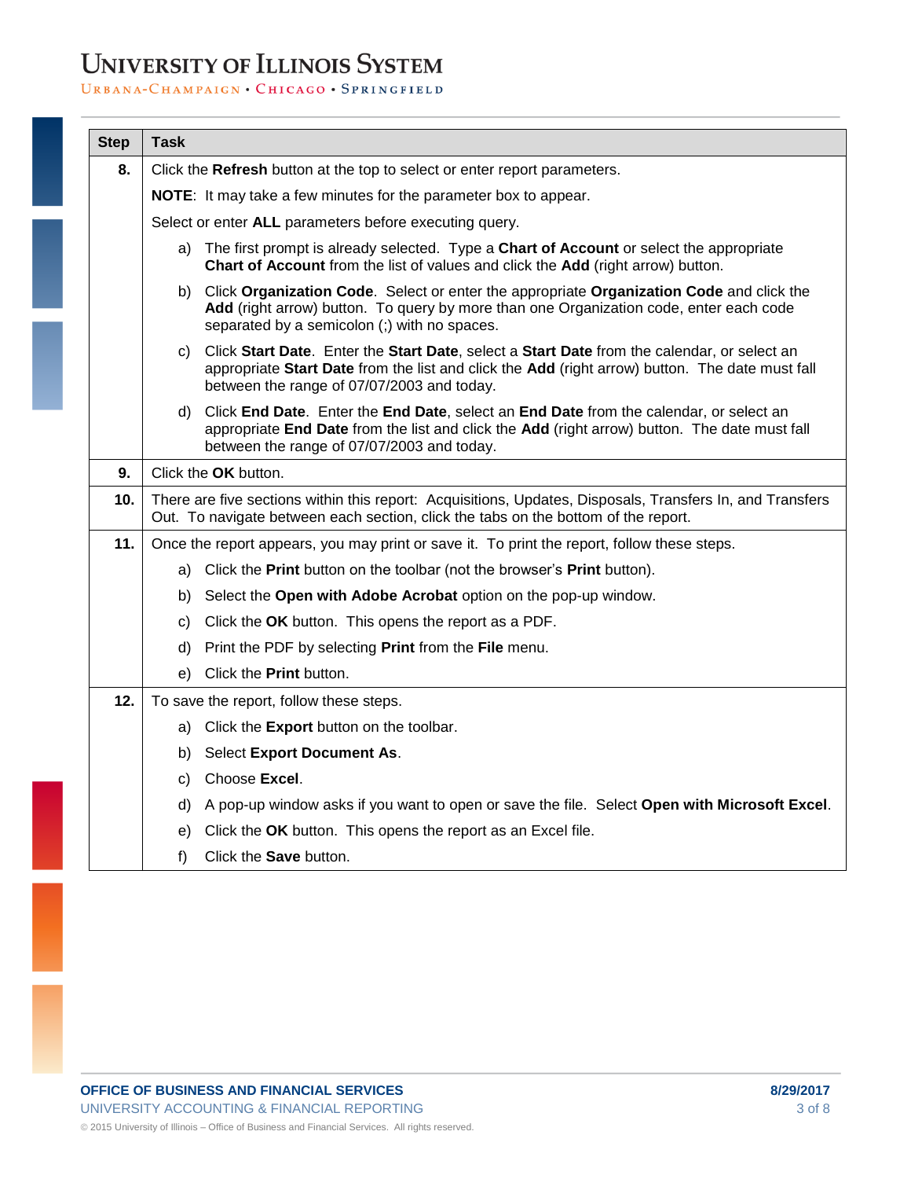| Step | Task |
|---|---|
| **8.** | Click the **Refresh** button at the top to select or enter report parameters.<br><br>**NOTE**: It may take a few minutes for the parameter box to appear.<br><br>Select or enter **ALL** parameters before executing query.<br><br>a) The first prompt is already selected. Type a **Chart of Account** or select the appropriate **Chart of Account** from the list of values and click the **Add** (right arrow) button.<br><br>b) Click **Organization Code**. Select or enter the appropriate **Organization Code** and click the **Add** (right arrow) button. To query by more than one Organization code, enter each code separated by a semicolon (;) with no spaces.<br><br>c) Click **Start Date**. Enter the **Start Date**, select a **Start Date** from the calendar, or select an appropriate **Start Date** from the list and click the **Add** (right arrow) button. The date must fall between the range of 07/07/2003 and today.<br><br>d) Click **End Date**. Enter the **End Date**, select an **End Date** from the calendar, or select an appropriate **End Date** from the list and click the **Add** (right arrow) button. The date must fall between the range of 07/07/2003 and today. |
| **9.** | Click the **OK** button. |
| **10.** | There are five sections within this report: Acquisitions, Updates, Disposals, Transfers In, and Transfers Out. To navigate between each section, click the tabs on the bottom of the report. |
| **11.** | Once the report appears, you may print or save it. To print the report, follow these steps.<br><br>a) Click the **Print** button on the toolbar (not the browser's **Print** button).<br><br>b) Select the **Open with Adobe Acrobat** option on the pop-up window.<br><br>c) Click the **OK** button. This opens the report as a PDF.<br><br>d) Print the PDF by selecting **Print** from the **File** menu.<br><br>e) Click the **Print** button. |
| **12.** | To save the report, follow these steps.<br><br>a) Click the **Export** button on the toolbar.<br><br>b) Select **Export Document As**.<br><br>c) Choose **Excel**.<br><br>d) A pop-up window asks if you want to open or save the file. Select **Open with Microsoft Excel**.<br><br>e) Click the **OK** button. This opens the report as an Excel file.<br><br>f) Click the **Save** button. |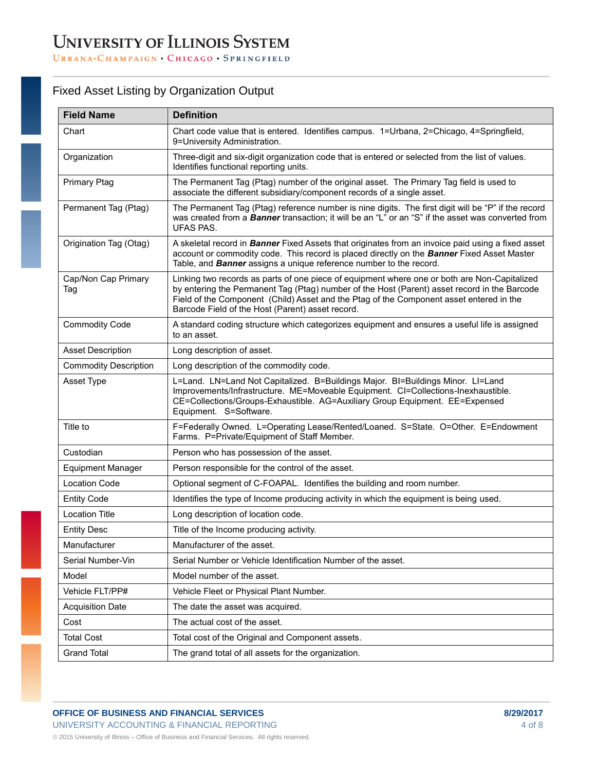## Fixed Asset Listing by Organization Output

| Field Name | Definition |
|---|---|
| Chart | Chart code value that is entered. Identifies campus. 1=Urbana, 2=Chicago, 4=Springfield, 9=University Administration. |
| Organization | Three-digit and six-digit organization code that is entered or selected from the list of values. Identifies functional reporting units. |
| Primary Ptag | The Permanent Tag (Ptag) number of the original asset. The Primary Tag field is used to associate the different subsidiary/component records of a single asset. |
| Permanent Tag (Ptag) | The Permanent Tag (Ptag) reference number is nine digits. The first digit will be "P" if the record was created from a ***Banner*** transaction; it will be an "L" or an "S" if the asset was converted from UFAS PAS. |
| Origination Tag (Otag) | A skeletal record in ***Banner*** Fixed Assets that originates from an invoice paid using a fixed asset account or commodity code. This record is placed directly on the ***Banner*** Fixed Asset Master Table, and ***Banner*** assigns a unique reference number to the record. |
| Cap/Non Cap Primary Tag | Linking two records as parts of one piece of equipment where one or both are Non-Capitalized by entering the Permanent Tag (Ptag) number of the Host (Parent) asset record in the Barcode Field of the Component (Child) Asset and the Ptag of the Component asset entered in the Barcode Field of the Host (Parent) asset record. |
| Commodity Code | A standard coding structure which categorizes equipment and ensures a useful life is assigned to an asset. |
| Asset Description | Long description of asset. |
| Commodity Description | Long description of the commodity code. |
| Asset Type | L=Land. LN=Land Not Capitalized. B=Buildings Major. BI=Buildings Minor. LI=Land Improvements/Infrastructure. ME=Moveable Equipment. CI=Collections-Inexhaustible. CE=Collections/Groups-Exhaustible. AG=Auxiliary Group Equipment. EE=Expensed Equipment. S=Software. |
| Title to | F=Federally Owned. L=Operating Lease/Rented/Loaned. S=State. O=Other. E=Endowment Farms. P=Private/Equipment of Staff Member. |
| Custodian | Person who has possession of the asset. |
| Equipment Manager | Person responsible for the control of the asset. |
| Location Code | Optional segment of C-FOAPAL. Identifies the building and room number. |
| Entity Code | Identifies the type of Income producing activity in which the equipment is being used. |
| Location Title | Long description of location code. |
| Entity Desc | Title of the Income producing activity. |
| Manufacturer | Manufacturer of the asset. |
| Serial Number-Vin | Serial Number or Vehicle Identification Number of the asset. |
| Model | Model number of the asset. |
| Vehicle FLT/PP# | Vehicle Fleet or Physical Plant Number. |
| Acquisition Date | The date the asset was acquired. |
| Cost | The actual cost of the asset. |
| Total Cost | Total cost of the Original and Component assets. |
| Grand Total | The grand total of all assets for the organization. |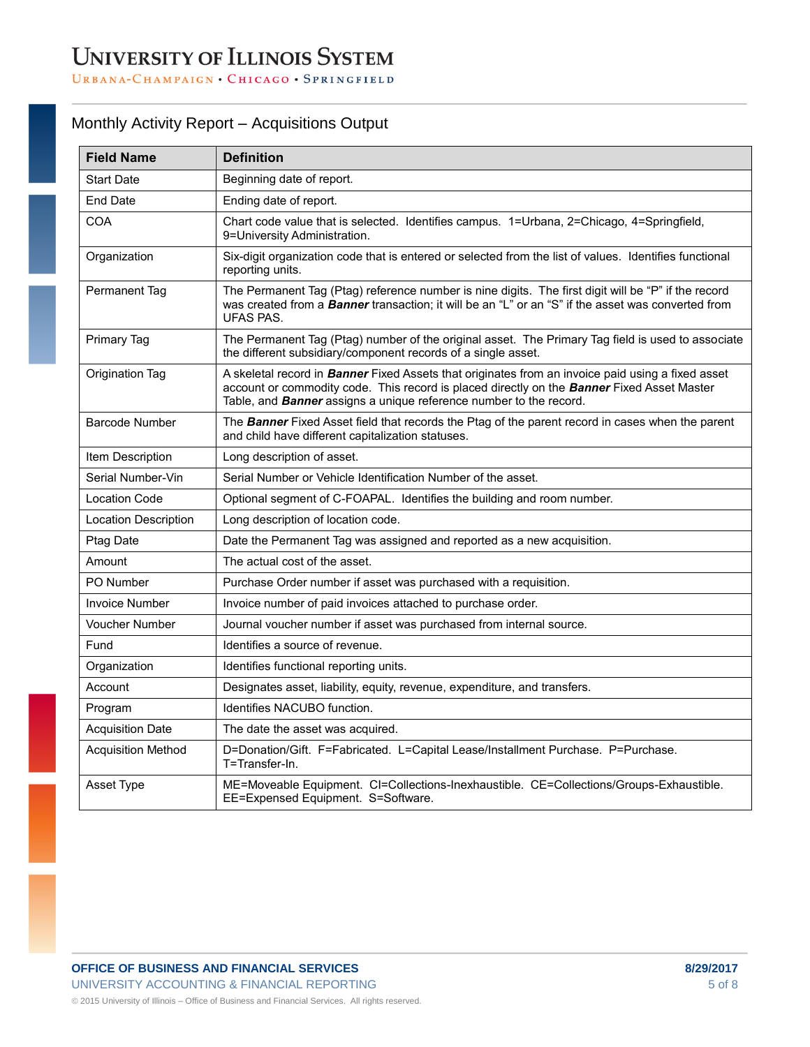## Monthly Activity Report – Acquisitions Output

| Field Name | Definition |
|---|---|
| Start Date | Beginning date of report. |
| End Date | Ending date of report. |
| COA | Chart code value that is selected. Identifies campus. 1=Urbana, 2=Chicago, 4=Springfield, 9=University Administration. |
| Organization | Six-digit organization code that is entered or selected from the list of values. Identifies functional reporting units. |
| Permanent Tag | The Permanent Tag (Ptag) reference number is nine digits. The first digit will be "P" if the record was created from a ***Banner*** transaction; it will be an "L" or an "S" if the asset was converted from UFAS PAS. |
| Primary Tag | The Permanent Tag (Ptag) number of the original asset. The Primary Tag field is used to associate the different subsidiary/component records of a single asset. |
| Origination Tag | A skeletal record in ***Banner*** Fixed Assets that originates from an invoice paid using a fixed asset account or commodity code. This record is placed directly on the ***Banner*** Fixed Asset Master Table, and ***Banner*** assigns a unique reference number to the record. |
| Barcode Number | The ***Banner*** Fixed Asset field that records the Ptag of the parent record in cases when the parent and child have different capitalization statuses. |
| Item Description | Long description of asset. |
| Serial Number-Vin | Serial Number or Vehicle Identification Number of the asset. |
| Location Code | Optional segment of C-FOAPAL. Identifies the building and room number. |
| Location Description | Long description of location code. |
| Ptag Date | Date the Permanent Tag was assigned and reported as a new acquisition. |
| Amount | The actual cost of the asset. |
| PO Number | Purchase Order number if asset was purchased with a requisition. |
| Invoice Number | Invoice number of paid invoices attached to purchase order. |
| Voucher Number | Journal voucher number if asset was purchased from internal source. |
| Fund | Identifies a source of revenue. |
| Organization | Identifies functional reporting units. |
| Account | Designates asset, liability, equity, revenue, expenditure, and transfers. |
| Program | Identifies NACUBO function. |
| Acquisition Date | The date the asset was acquired. |
| Acquisition Method | D=Donation/Gift. F=Fabricated. L=Capital Lease/Installment Purchase. P=Purchase. T=Transfer-In. |
| Asset Type | ME=Moveable Equipment. CI=Collections-Inexhaustible. CE=Collections/Groups-Exhaustible. EE=Expensed Equipment. S=Software. |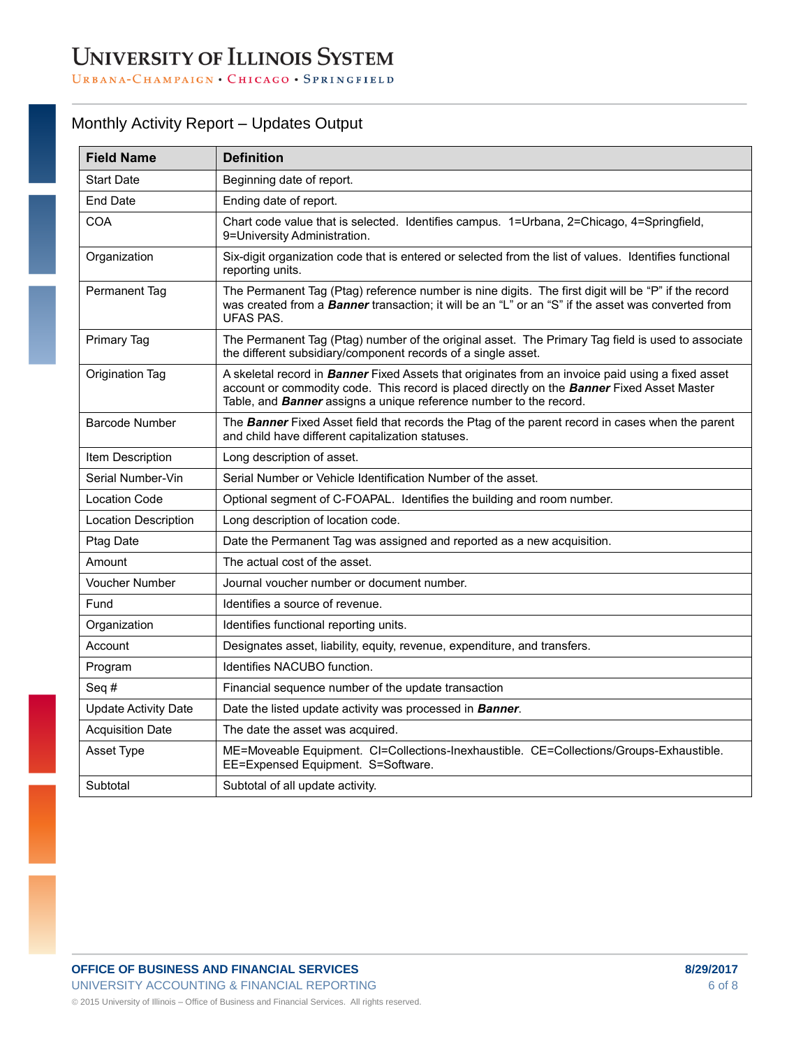## Monthly Activity Report – Updates Output

| Field Name | Definition |
|---|---|
| Start Date | Beginning date of report. |
| End Date | Ending date of report. |
| COA | Chart code value that is selected. Identifies campus. 1=Urbana, 2=Chicago, 4=Springfield, 9=University Administration. |
| Organization | Six-digit organization code that is entered or selected from the list of values. Identifies functional reporting units. |
| Permanent Tag | The Permanent Tag (Ptag) reference number is nine digits. The first digit will be "P" if the record was created from a ***Banner*** transaction; it will be an "L" or an "S" if the asset was converted from UFAS PAS. |
| Primary Tag | The Permanent Tag (Ptag) number of the original asset. The Primary Tag field is used to associate the different subsidiary/component records of a single asset. |
| Origination Tag | A skeletal record in ***Banner*** Fixed Assets that originates from an invoice paid using a fixed asset account or commodity code. This record is placed directly on the ***Banner*** Fixed Asset Master Table, and ***Banner*** assigns a unique reference number to the record. |
| Barcode Number | The ***Banner*** Fixed Asset field that records the Ptag of the parent record in cases when the parent and child have different capitalization statuses. |
| Item Description | Long description of asset. |
| Serial Number-Vin | Serial Number or Vehicle Identification Number of the asset. |
| Location Code | Optional segment of C-FOAPAL. Identifies the building and room number. |
| Location Description | Long description of location code. |
| Ptag Date | Date the Permanent Tag was assigned and reported as a new acquisition. |
| Amount | The actual cost of the asset. |
| Voucher Number | Journal voucher number or document number. |
| Fund | Identifies a source of revenue. |
| Organization | Identifies functional reporting units. |
| Account | Designates asset, liability, equity, revenue, expenditure, and transfers. |
| Program | Identifies NACUBO function. |
| Seq # | Financial sequence number of the update transaction |
| Update Activity Date | Date the listed update activity was processed in ***Banner***. |
| Acquisition Date | The date the asset was acquired. |
| Asset Type | ME=Moveable Equipment. CI=Collections-Inexhaustible. CE=Collections/Groups-Exhaustible. EE=Expensed Equipment. S=Software. |
| Subtotal | Subtotal of all update activity. |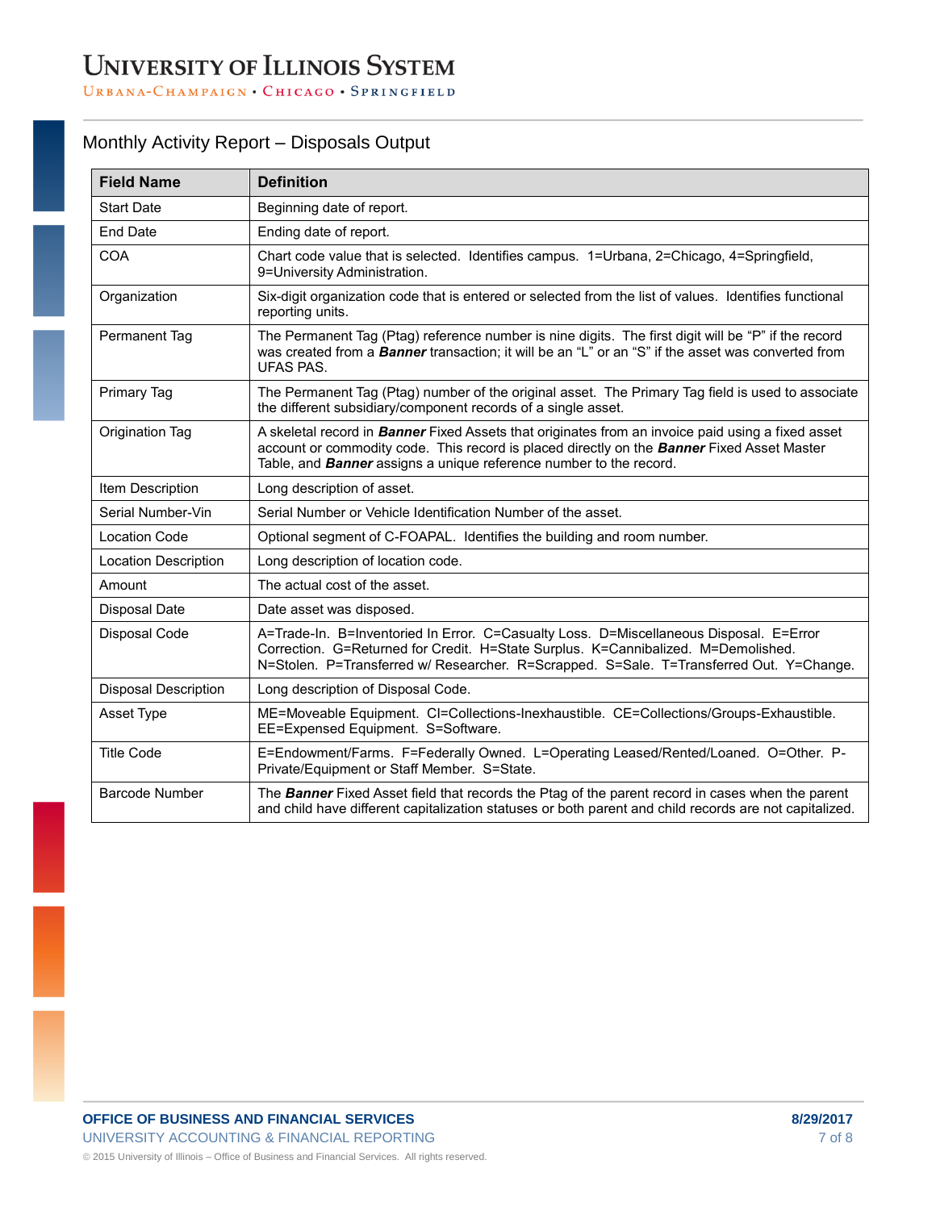## Monthly Activity Report – Disposals Output

| Field Name | Definition |
|---|---|
| Start Date | Beginning date of report. |
| End Date | Ending date of report. |
| COA | Chart code value that is selected. Identifies campus. 1=Urbana, 2=Chicago, 4=Springfield, 9=University Administration. |
| Organization | Six-digit organization code that is entered or selected from the list of values. Identifies functional reporting units. |
| Permanent Tag | The Permanent Tag (Ptag) reference number is nine digits. The first digit will be "P" if the record was created from a ***Banner*** transaction; it will be an "L" or an "S" if the asset was converted from UFAS PAS. |
| Primary Tag | The Permanent Tag (Ptag) number of the original asset. The Primary Tag field is used to associate the different subsidiary/component records of a single asset. |
| Origination Tag | A skeletal record in ***Banner*** Fixed Assets that originates from an invoice paid using a fixed asset account or commodity code. This record is placed directly on the ***Banner*** Fixed Asset Master Table, and ***Banner*** assigns a unique reference number to the record. |
| Item Description | Long description of asset. |
| Serial Number-Vin | Serial Number or Vehicle Identification Number of the asset. |
| Location Code | Optional segment of C-FOAPAL. Identifies the building and room number. |
| Location Description | Long description of location code. |
| Amount | The actual cost of the asset. |
| Disposal Date | Date asset was disposed. |
| Disposal Code | A=Trade-In. B=Inventoried In Error. C=Casualty Loss. D=Miscellaneous Disposal. E=Error Correction. G=Returned for Credit. H=State Surplus. K=Cannibalized. M=Demolished. N=Stolen. P=Transferred w/ Researcher. R=Scrapped. S=Sale. T=Transferred Out. Y=Change. |
| Disposal Description | Long description of Disposal Code. |
| Asset Type | ME=Moveable Equipment. CI=Collections-Inexhaustible. CE=Collections/Groups-Exhaustible. EE=Expensed Equipment. S=Software. |
| Title Code | E=Endowment/Farms. F=Federally Owned. L=Operating Leased/Rented/Loaned. O=Other. P-Private/Equipment or Staff Member. S=State. |
| Barcode Number | The ***Banner*** Fixed Asset field that records the Ptag of the parent record in cases when the parent and child have different capitalization statuses or both parent and child records are not capitalized. |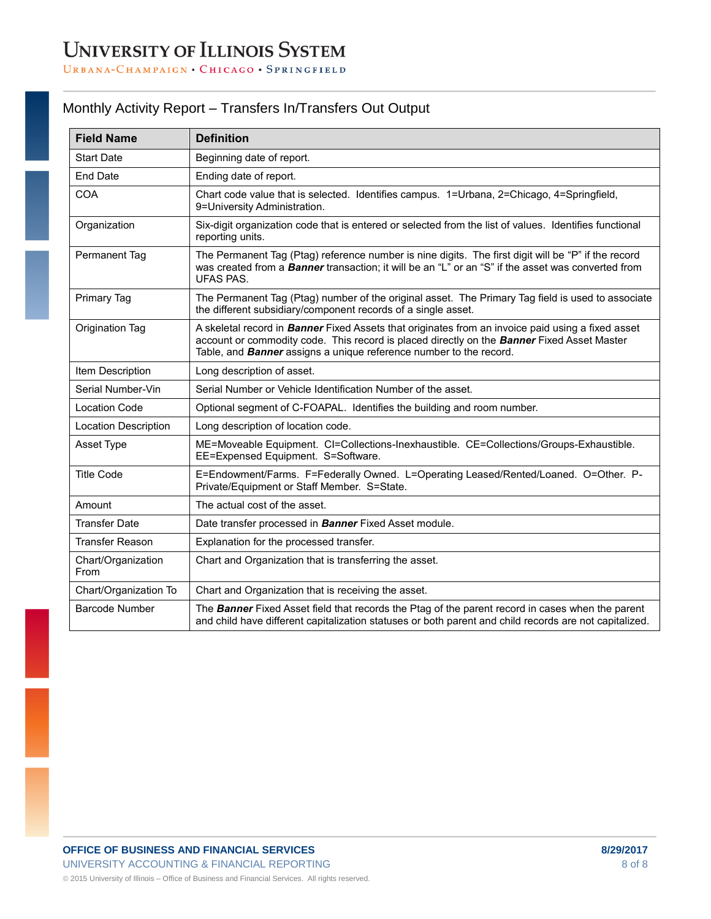## Monthly Activity Report – Transfers In/Transfers Out Output

| Field Name | Definition |
|---|---|
| Start Date | Beginning date of report. |
| End Date | Ending date of report. |
| COA | Chart code value that is selected. Identifies campus. 1=Urbana, 2=Chicago, 4=Springfield, 9=University Administration. |
| Organization | Six-digit organization code that is entered or selected from the list of values. Identifies functional reporting units. |
| Permanent Tag | The Permanent Tag (Ptag) reference number is nine digits. The first digit will be "P" if the record was created from a ***Banner*** transaction; it will be an "L" or an "S" if the asset was converted from UFAS PAS. |
| Primary Tag | The Permanent Tag (Ptag) number of the original asset. The Primary Tag field is used to associate the different subsidiary/component records of a single asset. |
| Origination Tag | A skeletal record in ***Banner*** Fixed Assets that originates from an invoice paid using a fixed asset account or commodity code. This record is placed directly on the ***Banner*** Fixed Asset Master Table, and ***Banner*** assigns a unique reference number to the record. |
| Item Description | Long description of asset. |
| Serial Number-Vin | Serial Number or Vehicle Identification Number of the asset. |
| Location Code | Optional segment of C-FOAPAL. Identifies the building and room number. |
| Location Description | Long description of location code. |
| Asset Type | ME=Moveable Equipment. CI=Collections-Inexhaustible. CE=Collections/Groups-Exhaustible. EE=Expensed Equipment. S=Software. |
| Title Code | E=Endowment/Farms. F=Federally Owned. L=Operating Leased/Rented/Loaned. O=Other. P-Private/Equipment or Staff Member. S=State. |
| Amount | The actual cost of the asset. |
| Transfer Date | Date transfer processed in ***Banner*** Fixed Asset module. |
| Transfer Reason | Explanation for the processed transfer. |
| Chart/Organization From | Chart and Organization that is transferring the asset. |
| Chart/Organization To | Chart and Organization that is receiving the asset. |
| Barcode Number | The ***Banner*** Fixed Asset field that records the Ptag of the parent record in cases when the parent and child have different capitalization statuses or both parent and child records are not capitalized. |